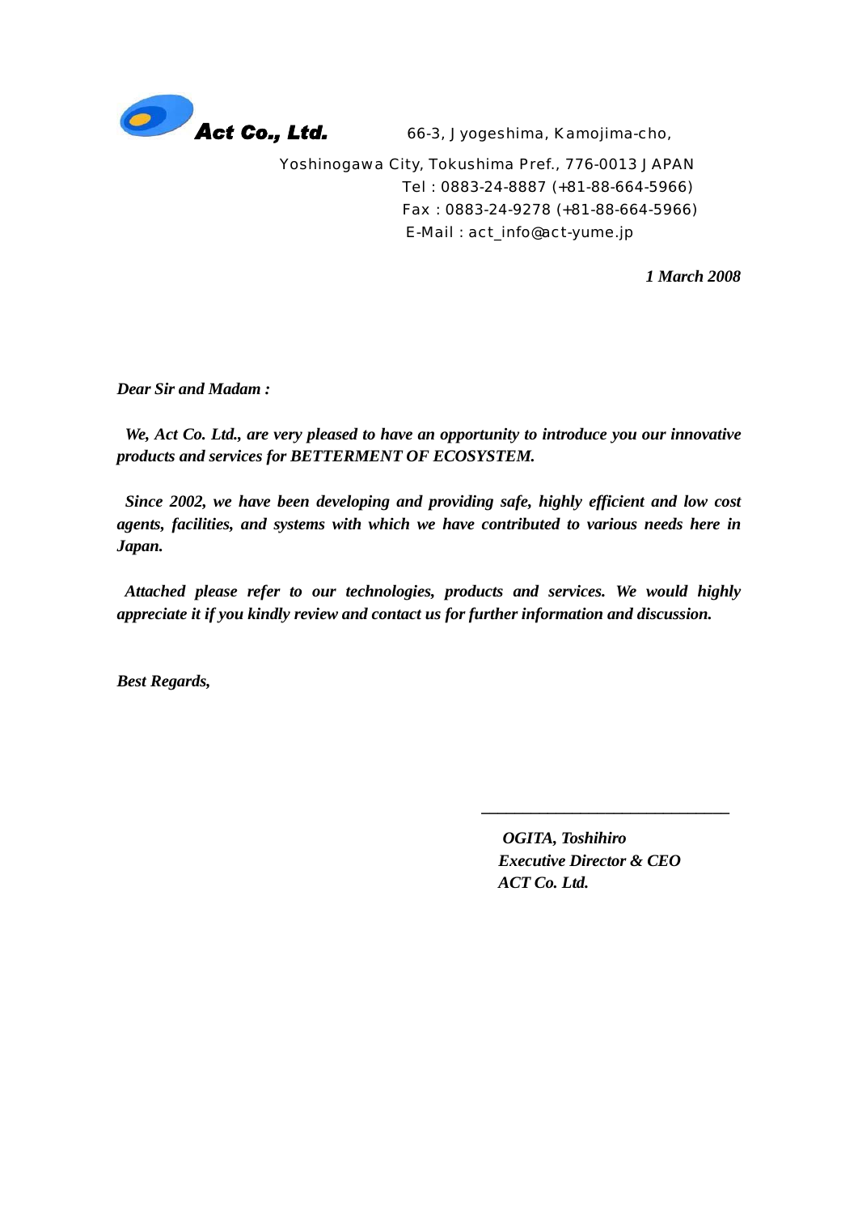**Act Co., Ltd.** 66-3, Jyogeshima, Kamojima-cho,

Yoshinogawa City, Tokushima Pref., 776-0013 JAPAN

Tel : 0883-24-8887 (+81-88-664-5966)

Fax : 0883-24-9278 (+81-88-664-5966)

E-Mail : act_info@act-yume.jp

***1 March 2008***

***Dear Sir and Madam :***

***We, Act Co. Ltd., are very pleased to have an opportunity to introduce you our innovative products and services for BETTERMENT OF ECOSYSTEM.***

***Since 2002, we have been developing and providing safe, highly efficient and low cost agents, facilities, and systems with which we have contributed to various needs here in Japan.***

***Attached please refer to our technologies, products and services. We would highly appreciate it if you kindly review and contact us for further information and discussion.***

***Best Regards,***

______________________________

***OGITA, Toshihiro***
***Executive Director & CEO***
***ACT Co. Ltd.***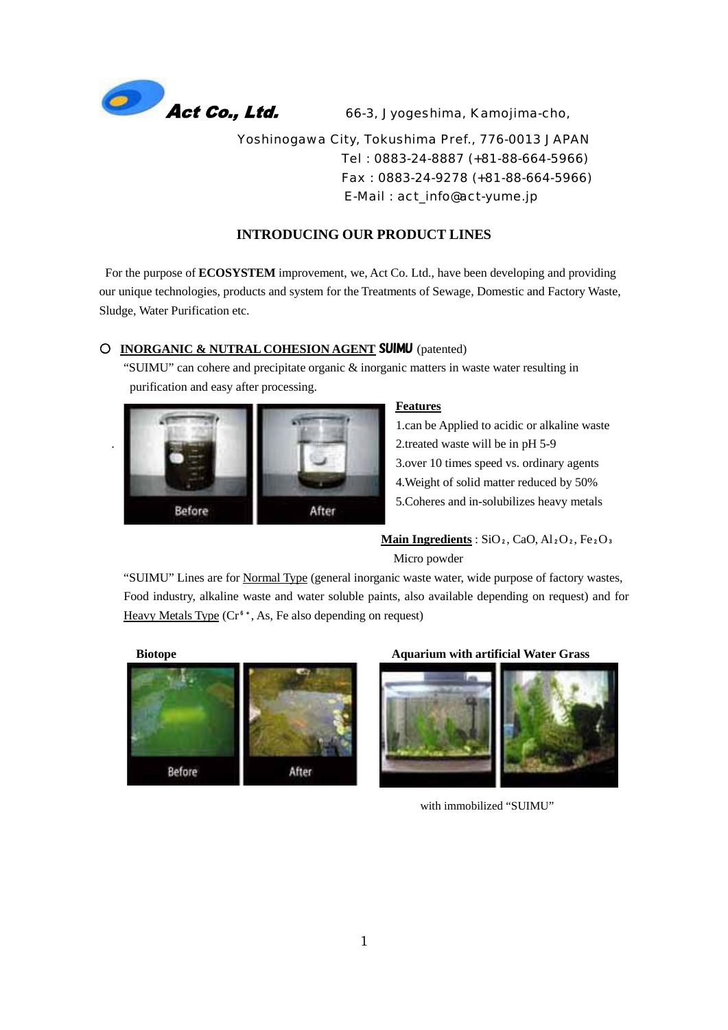**Act Co., Ltd.** 66-3, Jyogeshima, Kamojima-cho,

Yoshinogawa City, Tokushima Pref., 776-0013 JAPAN

Tel : 0883-24-8887 (+81-88-664-5966)

Fax : 0883-24-9278 (+81-88-664-5966)

E-Mail : act_info@act-yume.jp

## INTRODUCING OUR PRODUCT LINES

For the purpose of **ECOSYSTEM** improvement, we, Act Co. Ltd., have been developing and providing our unique technologies, products and system for the Treatments of Sewage, Domestic and Factory Waste, Sludge, Water Purification etc.

### ○ INORGANIC & NUTRAL COHESION AGENT **SUIMU** (patented)

"SUIMU" can cohere and precipitate organic & inorganic matters in waste water resulting in purification and easy after processing.

Before After

**Features**

1.can be Applied to acidic or alkaline waste
2.treated waste will be in pH 5-9
3.over 10 times speed vs. ordinary agents
4.Weight of solid matter reduced by 50%
5.Coheres and in-solubilizes heavy metals

**Main Ingredients** : $SiO_2$, $CaO$, $Al_2O_2$, $Fe_2O_3$ Micro powder

"SUIMU" Lines are for Normal Type (general inorganic waste water, wide purpose of factory wastes, Food industry, alkaline waste and water soluble paints, also available depending on request) and for Heavy Metals Type ($Cr^{6+}$, As, Fe also depending on request)

**Biotope**

Before After

**Aquarium with artificial Water Grass**

with immobilized "SUIMU"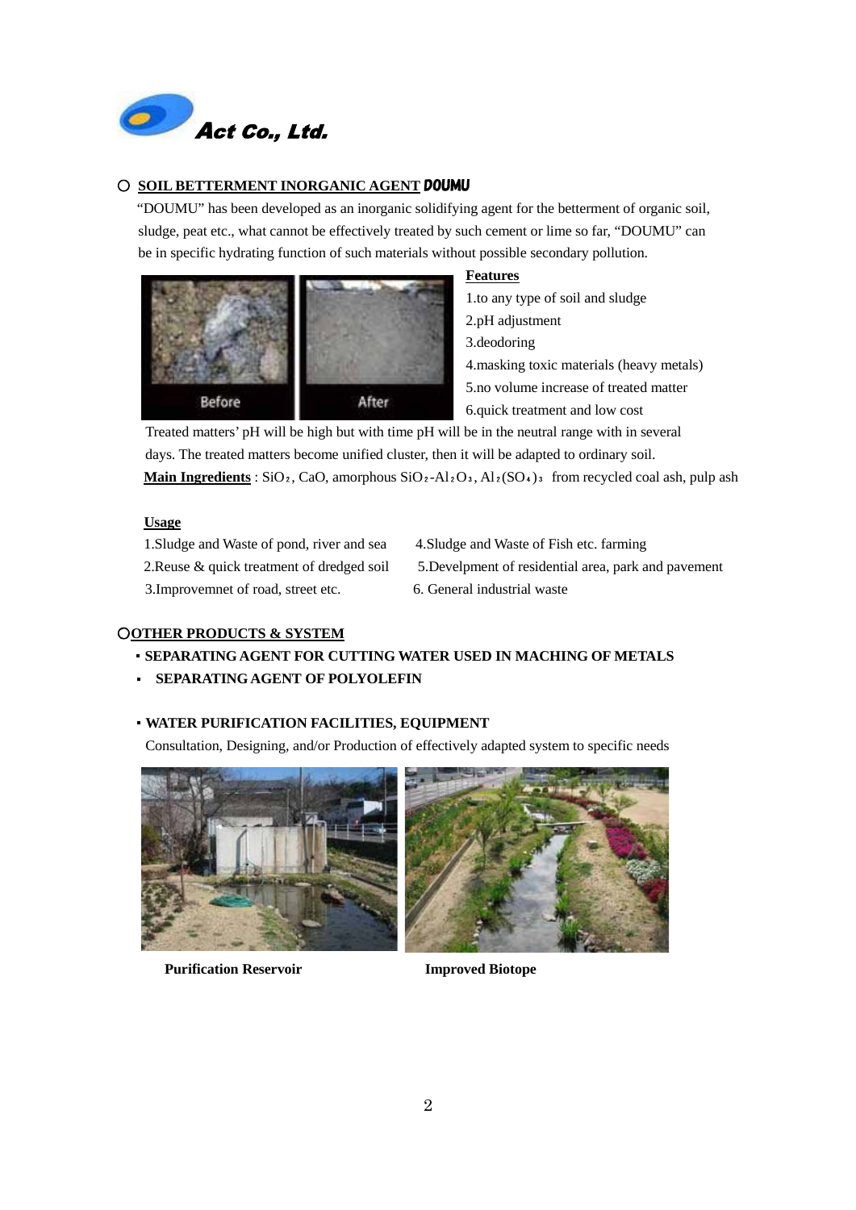**Act Co., Ltd.**

## ○ SOIL BETTERMENT INORGANIC AGENT DOUMU

"DOUMU" has been developed as an inorganic solidifying agent for the betterment of organic soil, sludge, peat etc., what cannot be effectively treated by such cement or lime so far, "DOUMU" can be in specific hydrating function of such materials without possible secondary pollution.

Before

After

**Features**

1.to any type of soil and sludge
2.pH adjustment
3.deodoring
4.masking toxic materials (heavy metals)
5.no volume increase of treated matter
6.quick treatment and low cost

Treated matters' pH will be high but with time pH will be in the neutral range with in several days. The treated matters become unified cluster, then it will be adapted to ordinary soil.

**Main Ingredients** : $SiO_2$, CaO, amorphous $SiO_2$-$Al_2O_3$, $Al_2(SO_4)_3$ from recycled coal ash, pulp ash

**Usage**

1.Sludge and Waste of pond, river and sea
2.Reuse & quick treatment of dredged soil
3.Improvemnet of road, street etc.
4.Sludge and Waste of Fish etc. farming
5.Develpment of residential area, park and pavement
6. General industrial waste

## ○OTHER PRODUCTS & SYSTEM

- **SEPARATING AGENT FOR CUTTING WATER USED IN MACHING OF METALS**
- **SEPARATING AGENT OF POLYOLEFIN**

- **WATER PURIFICATION FACILITIES, EQUIPMENT**

Consultation, Designing, and/or Production of effectively adapted system to specific needs

**Purification Reservoir**

**Improved Biotope**